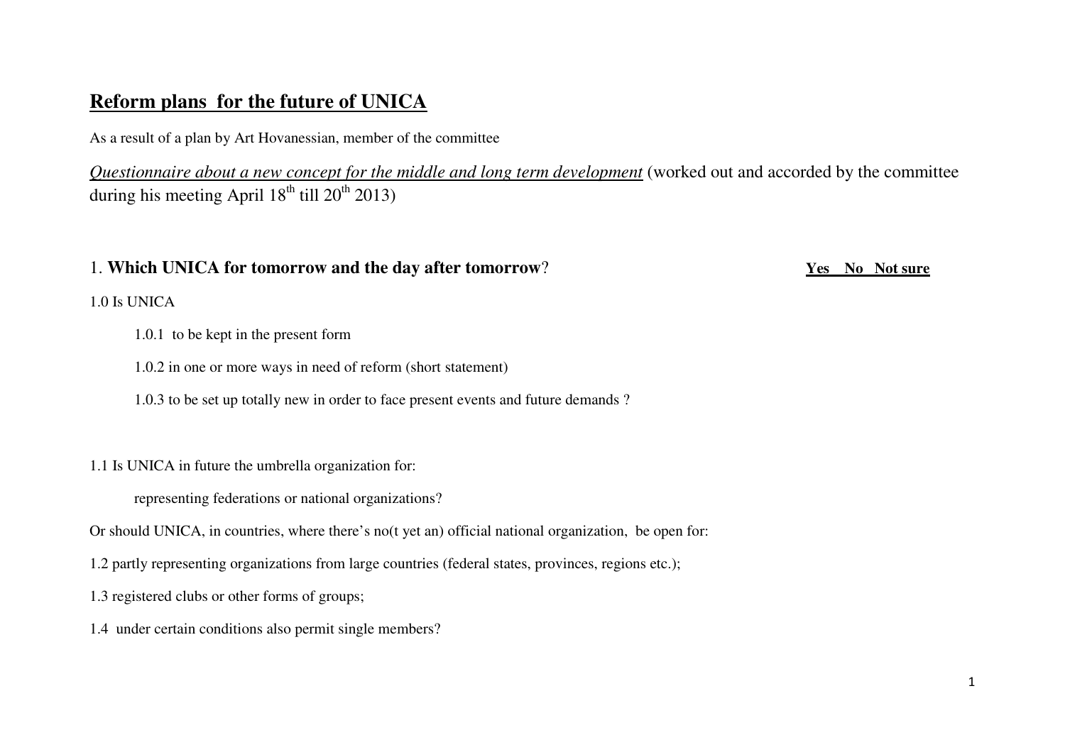# Reform plans for the future of UNICA

As a result of a plan by Art Hovanessian, member of the committee

*Questionnaire about a new concept for the middle and long term development* (worked out and accorded by the committee during his meeting April 18th till 20th 2013)

## 1. Which UNICA for tomorrow and the day after tomorrow? **Yes No Not sure**

1.0 Is UNICA

1.0.1 to be kept in the present form

1.0.2 in one or more ways in need of reform (short statement)

1.0.3 to be set up totally new in order to face present events and future demands ?

1.1 Is UNICA in future the umbrella organization for:

representing federations or national organizations?

Or should UNICA, in countries, where there's no(t yet an) official national organization, be open for:

1.2 partly representing organizations from large countries (federal states, provinces, regions etc.);

1.3 registered clubs or other forms of groups;

1.4 under certain conditions also permit single members?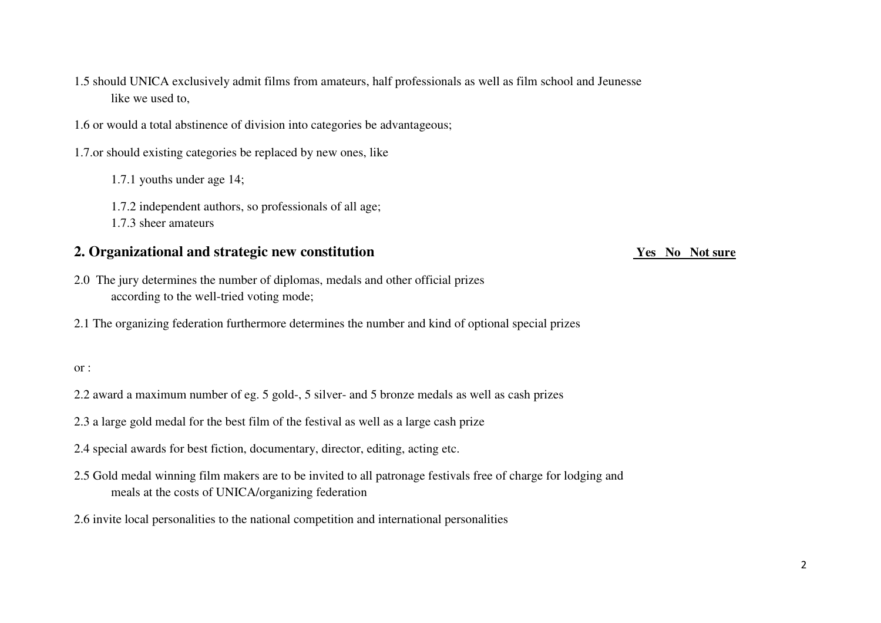1.5 should UNICA exclusively admit films from amateurs, half professionals as well as film school and Jeunesse like we used to,

1.6 or would a total abstinence of division into categories be advantageous;

1.7.or should existing categories be replaced by new ones, like

1.7.1 youths under age 14;

1.7.2 independent authors, so professionals of all age;
1.7.3 sheer amateurs

## 2. Organizational and strategic new constitution

**Yes No Not sure**

2.0 The jury determines the number of diplomas, medals and other official prizes according to the well-tried voting mode;

2.1 The organizing federation furthermore determines the number and kind of optional special prizes

or :

2.2 award a maximum number of eg. 5 gold-, 5 silver- and 5 bronze medals as well as cash prizes

2.3 a large gold medal for the best film of the festival as well as a large cash prize

2.4 special awards for best fiction, documentary, director, editing, acting etc.

2.5 Gold medal winning film makers are to be invited to all patronage festivals free of charge for lodging and meals at the costs of UNICA/organizing federation

2.6 invite local personalities to the national competition and international personalities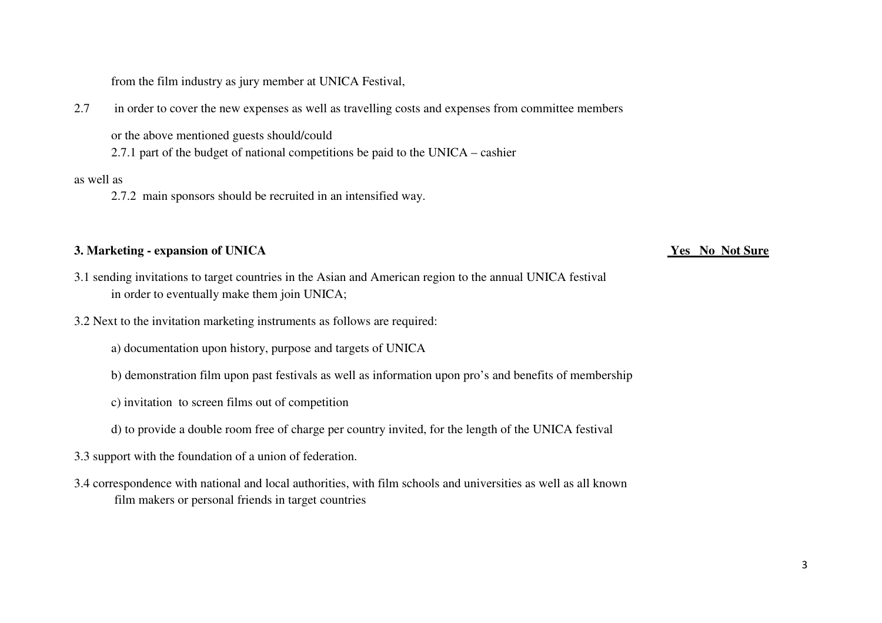from the film industry as jury member at UNICA Festival,

2.7 in order to cover the new expenses as well as travelling costs and expenses from committee members

or the above mentioned guests should/could

2.7.1 part of the budget of national competitions be paid to the UNICA – cashier

as well as

2.7.2 main sponsors should be recruited in an intensified way.

**3. Marketing - expansion of UNICA** **Yes No Not Sure**

3.1 sending invitations to target countries in the Asian and American region to the annual UNICA festival in order to eventually make them join UNICA;

3.2 Next to the invitation marketing instruments as follows are required:

a) documentation upon history, purpose and targets of UNICA

b) demonstration film upon past festivals as well as information upon pro's and benefits of membership

c) invitation to screen films out of competition

d) to provide a double room free of charge per country invited, for the length of the UNICA festival

3.3 support with the foundation of a union of federation.

3.4 correspondence with national and local authorities, with film schools and universities as well as all known film makers or personal friends in target countries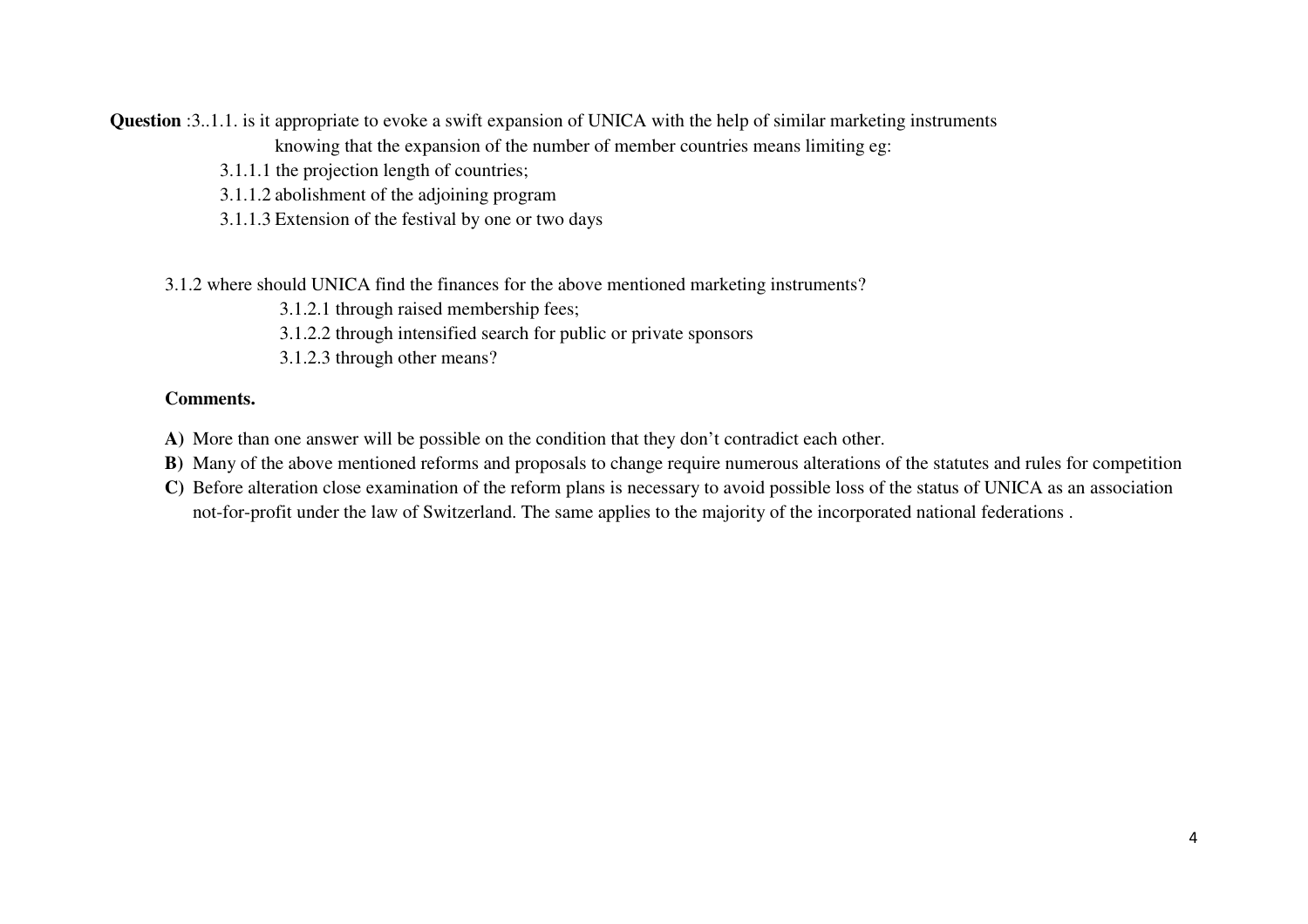**Question** :3..1.1. is it appropriate to evoke a swift expansion of UNICA with the help of similar marketing instruments knowing that the expansion of the number of member countries means limiting eg:

- 3.1.1.1 the projection length of countries;
- 3.1.1.2 abolishment of the adjoining program
- 3.1.1.3 Extension of the festival by one or two days

3.1.2 where should UNICA find the finances for the above mentioned marketing instruments?

- 3.1.2.1 through raised membership fees;
- 3.1.2.2 through intensified search for public or private sponsors
- 3.1.2.3 through other means?

**Comments.**

**A)** More than one answer will be possible on the condition that they don't contradict each other.

**B)** Many of the above mentioned reforms and proposals to change require numerous alterations of the statutes and rules for competition

**C)** Before alteration close examination of the reform plans is necessary to avoid possible loss of the status of UNICA as an association not-for-profit under the law of Switzerland. The same applies to the majority of the incorporated national federations .